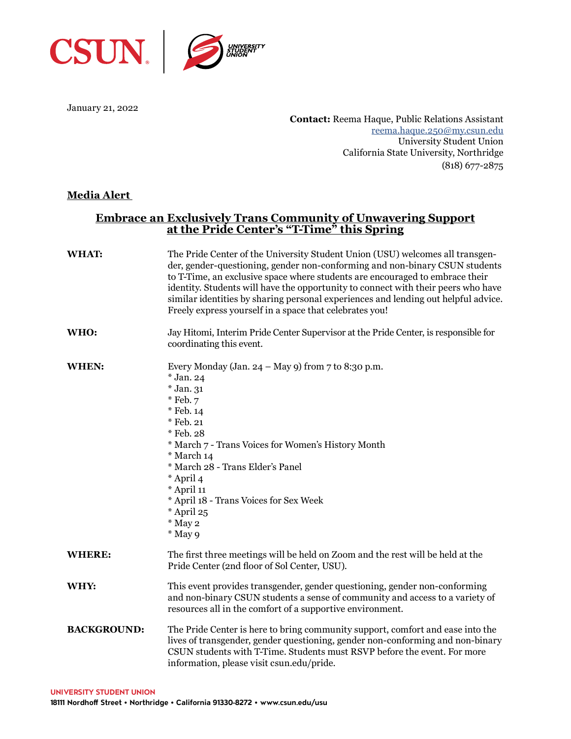January 21, 2022

**Contact:** Reema Haque, Public Relations Assistant
reema.haque.250@my.csun.edu
University Student Union
California State University, Northridge
(818) 677-2875

**Media Alert**

## Embrace an Exclusively Trans Community of Unwavering Support at the Pride Center's "T-Time" this Spring

**WHAT:** The Pride Center of the University Student Union (USU) welcomes all transgender, gender-questioning, gender non-conforming and non-binary CSUN students to T-Time, an exclusive space where students are encouraged to embrace their identity. Students will have the opportunity to connect with their peers who have similar identities by sharing personal experiences and lending out helpful advice. Freely express yourself in a space that celebrates you!

**WHO:** Jay Hitomi, Interim Pride Center Supervisor at the Pride Center, is responsible for coordinating this event.

**WHEN:** Every Monday (Jan. 24 – May 9) from 7 to 8:30 p.m.

* Jan. 24
* Jan. 31
* Feb. 7
* Feb. 14
* Feb. 21
* Feb. 28
* March 7 - Trans Voices for Women's History Month
* March 14
* March 28 - Trans Elder's Panel
* April 4
* April 11
* April 18 - Trans Voices for Sex Week
* April 25
* May 2
* May 9

**WHERE:** The first three meetings will be held on Zoom and the rest will be held at the Pride Center (2nd floor of Sol Center, USU).

**WHY:** This event provides transgender, gender questioning, gender non-conforming and non-binary CSUN students a sense of community and access to a variety of resources all in the comfort of a supportive environment.

**BACKGROUND:** The Pride Center is here to bring community support, comfort and ease into the lives of transgender, gender questioning, gender non-conforming and non-binary CSUN students with T-Time. Students must RSVP before the event. For more information, please visit csun.edu/pride.

**UNIVERSITY STUDENT UNION**
**18111 Nordhoff Street • Northridge • California 91330-8272 • www.csun.edu/usu**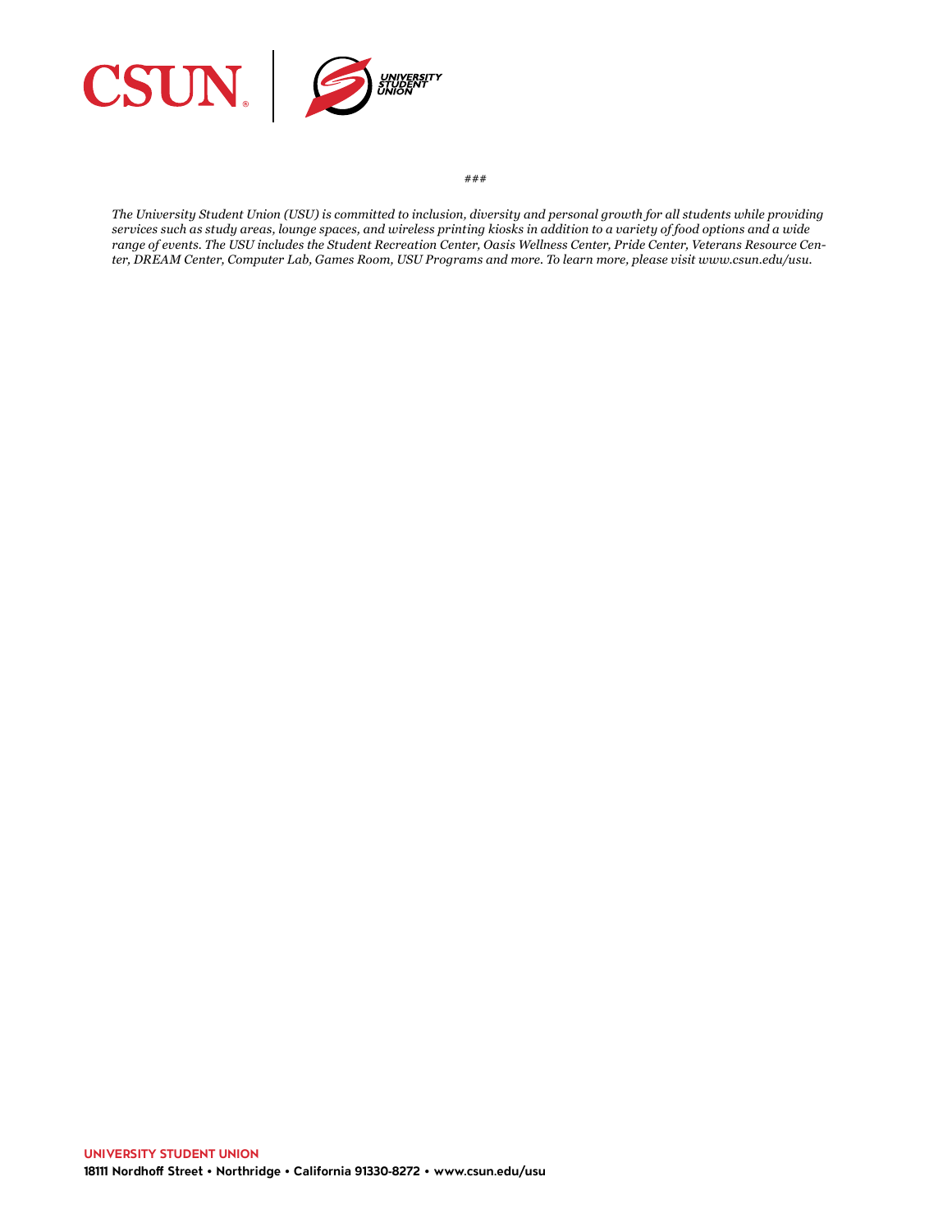###

*The University Student Union (USU) is committed to inclusion, diversity and personal growth for all students while providing services such as study areas, lounge spaces, and wireless printing kiosks in addition to a variety of food options and a wide range of events. The USU includes the Student Recreation Center, Oasis Wellness Center, Pride Center, Veterans Resource Center, DREAM Center, Computer Lab, Games Room, USU Programs and more. To learn more, please visit www.csun.edu/usu.*

**UNIVERSITY STUDENT UNION**
**18111 Nordhoff Street • Northridge • California 91330-8272 • www.csun.edu/usu**